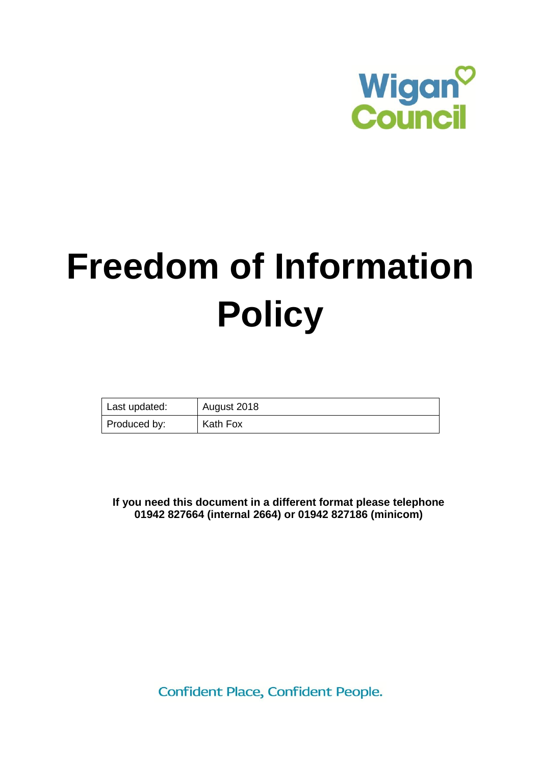Wigan Council

# Freedom of Information Policy

| Last updated: | August 2018 |
| --- | --- |
| Produced by: | Kath Fox |

**If you need this document in a different format please telephone 01942 827664 (internal 2664) or 01942 827186 (minicom)**

Confident Place, Confident People.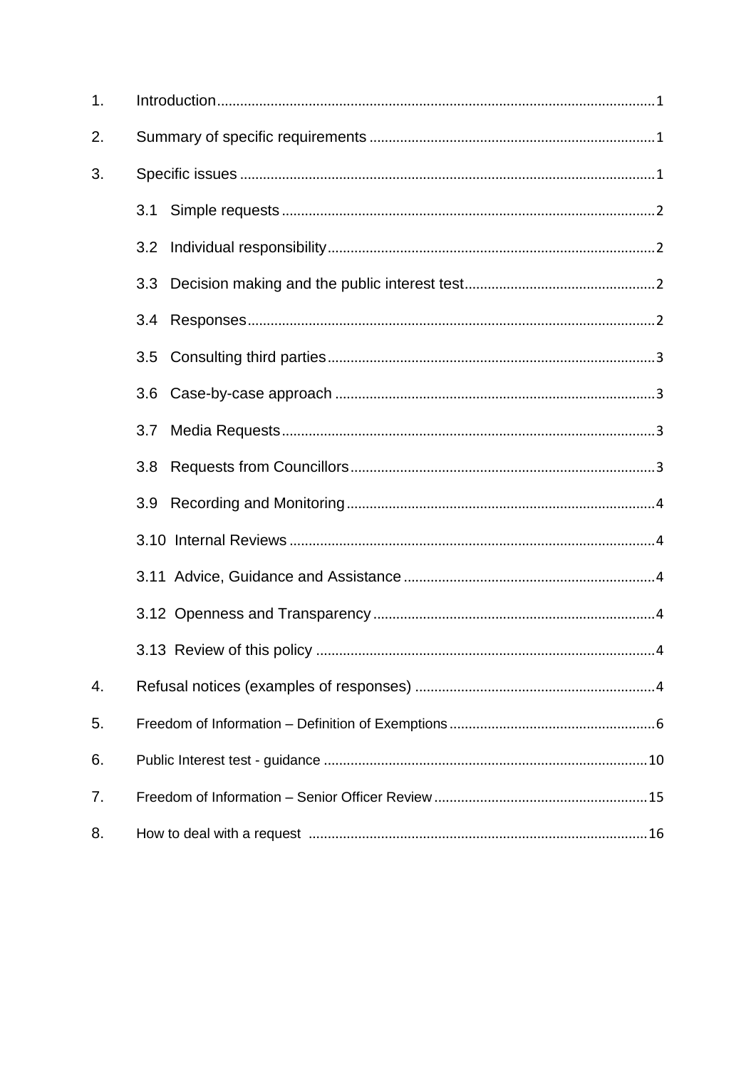1. Introduction .......... 1
2. Summary of specific requirements .......... 1
3. Specific issues .......... 1
   - 3.1 Simple requests .......... 2
   - 3.2 Individual responsibility .......... 2
   - 3.3 Decision making and the public interest test .......... 2
   - 3.4 Responses .......... 2
   - 3.5 Consulting third parties .......... 3
   - 3.6 Case-by-case approach .......... 3
   - 3.7 Media Requests .......... 3
   - 3.8 Requests from Councillors .......... 3
   - 3.9 Recording and Monitoring .......... 4
   - 3.10 Internal Reviews .......... 4
   - 3.11 Advice, Guidance and Assistance .......... 4
   - 3.12 Openness and Transparency .......... 4
   - 3.13 Review of this policy .......... 4
4. Refusal notices (examples of responses) .......... 4
5. Freedom of Information – Definition of Exemptions .......... 6
6. Public Interest test - guidance .......... 10
7. Freedom of Information – Senior Officer Review .......... 15
8. How to deal with a request .......... 16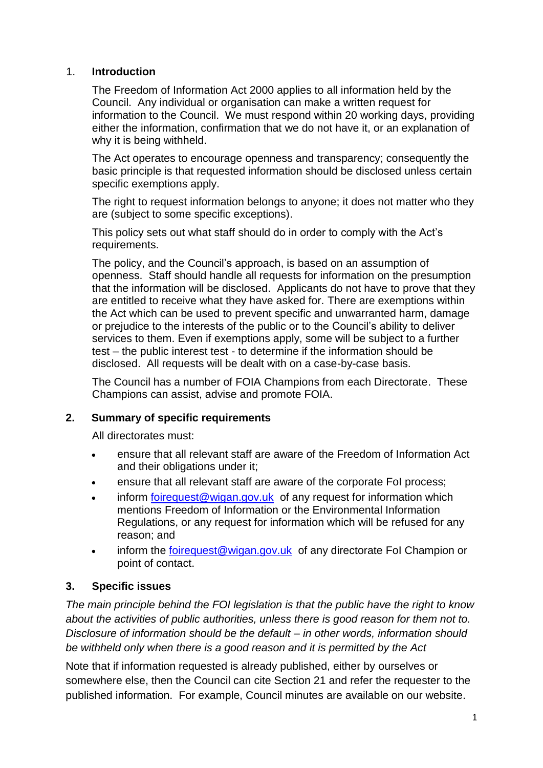## 1. Introduction

The Freedom of Information Act 2000 applies to all information held by the Council. Any individual or organisation can make a written request for information to the Council. We must respond within 20 working days, providing either the information, confirmation that we do not have it, or an explanation of why it is being withheld.

The Act operates to encourage openness and transparency; consequently the basic principle is that requested information should be disclosed unless certain specific exemptions apply.

The right to request information belongs to anyone; it does not matter who they are (subject to some specific exceptions).

This policy sets out what staff should do in order to comply with the Act's requirements.

The policy, and the Council's approach, is based on an assumption of openness. Staff should handle all requests for information on the presumption that the information will be disclosed. Applicants do not have to prove that they are entitled to receive what they have asked for. There are exemptions within the Act which can be used to prevent specific and unwarranted harm, damage or prejudice to the interests of the public or to the Council's ability to deliver services to them. Even if exemptions apply, some will be subject to a further test – the public interest test - to determine if the information should be disclosed. All requests will be dealt with on a case-by-case basis.

The Council has a number of FOIA Champions from each Directorate. These Champions can assist, advise and promote FOIA.

## 2. Summary of specific requirements

All directorates must:

- ensure that all relevant staff are aware of the Freedom of Information Act and their obligations under it;
- ensure that all relevant staff are aware of the corporate FoI process;
- inform foirequest@wigan.gov.uk of any request for information which mentions Freedom of Information or the Environmental Information Regulations, or any request for information which will be refused for any reason; and
- inform the foirequest@wigan.gov.uk of any directorate FoI Champion or point of contact.

## 3. Specific issues

*The main principle behind the FOI legislation is that the public have the right to know about the activities of public authorities, unless there is good reason for them not to. Disclosure of information should be the default – in other words, information should be withheld only when there is a good reason and it is permitted by the Act*

Note that if information requested is already published, either by ourselves or somewhere else, then the Council can cite Section 21 and refer the requester to the published information. For example, Council minutes are available on our website.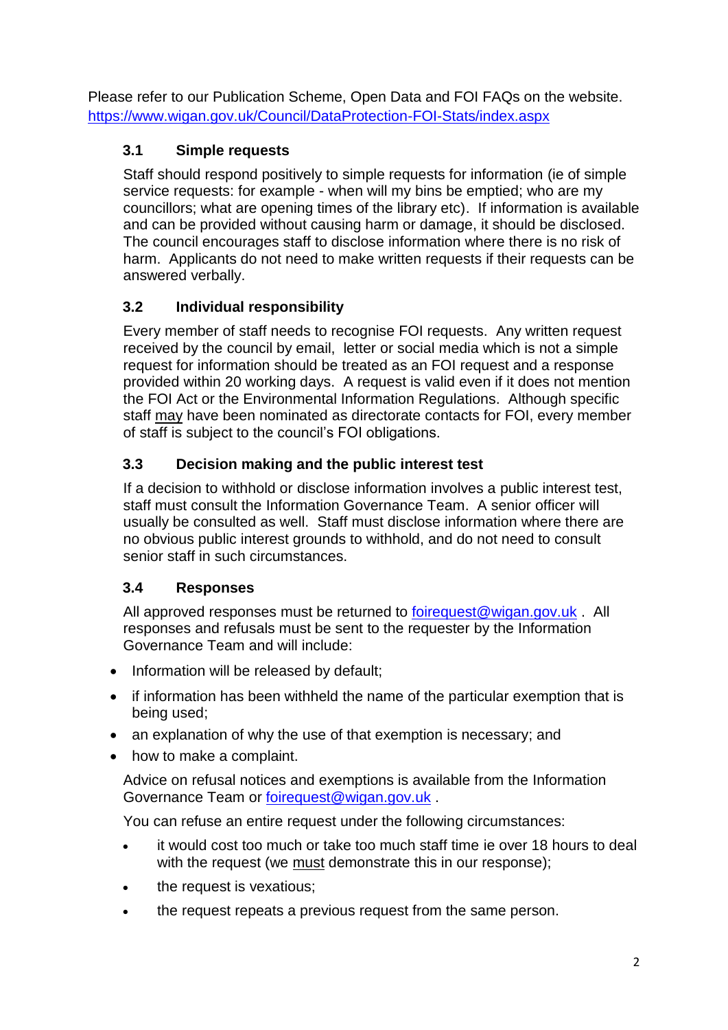Please refer to our Publication Scheme, Open Data and FOI FAQs on the website. https://www.wigan.gov.uk/Council/DataProtection-FOI-Stats/index.aspx

### 3.1 Simple requests

Staff should respond positively to simple requests for information (ie of simple service requests: for example - when will my bins be emptied; who are my councillors; what are opening times of the library etc). If information is available and can be provided without causing harm or damage, it should be disclosed. The council encourages staff to disclose information where there is no risk of harm. Applicants do not need to make written requests if their requests can be answered verbally.

### 3.2 Individual responsibility

Every member of staff needs to recognise FOI requests. Any written request received by the council by email, letter or social media which is not a simple request for information should be treated as an FOI request and a response provided within 20 working days. A request is valid even if it does not mention the FOI Act or the Environmental Information Regulations. Although specific staff may have been nominated as directorate contacts for FOI, every member of staff is subject to the council's FOI obligations.

### 3.3 Decision making and the public interest test

If a decision to withhold or disclose information involves a public interest test, staff must consult the Information Governance Team. A senior officer will usually be consulted as well. Staff must disclose information where there are no obvious public interest grounds to withhold, and do not need to consult senior staff in such circumstances.

### 3.4 Responses

All approved responses must be returned to foirequest@wigan.gov.uk . All responses and refusals must be sent to the requester by the Information Governance Team and will include:

- Information will be released by default;
- if information has been withheld the name of the particular exemption that is being used;
- an explanation of why the use of that exemption is necessary; and
- how to make a complaint.

Advice on refusal notices and exemptions is available from the Information Governance Team or foirequest@wigan.gov.uk .

You can refuse an entire request under the following circumstances:

- it would cost too much or take too much staff time ie over 18 hours to deal with the request (we must demonstrate this in our response);
- the request is vexatious;
- the request repeats a previous request from the same person.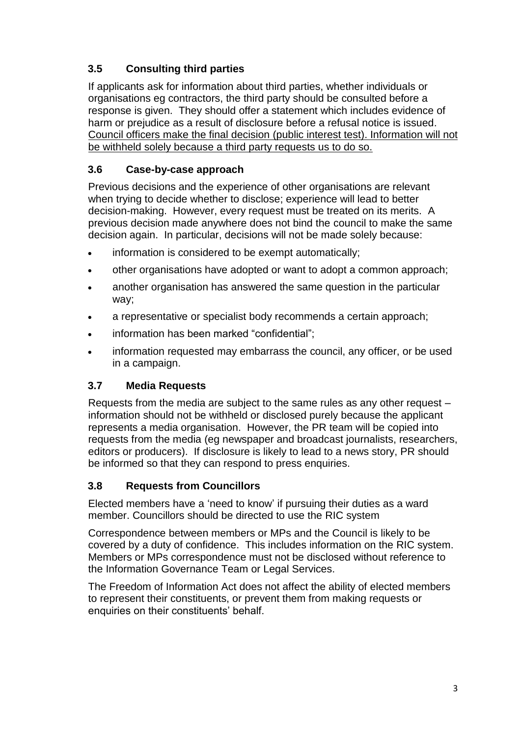### 3.5 Consulting third parties

If applicants ask for information about third parties, whether individuals or organisations eg contractors, the third party should be consulted before a response is given. They should offer a statement which includes evidence of harm or prejudice as a result of disclosure before a refusal notice is issued. <u>Council officers make the final decision (public interest test). Information will not be withheld solely because a third party requests us to do so.</u>

### 3.6 Case-by-case approach

Previous decisions and the experience of other organisations are relevant when trying to decide whether to disclose; experience will lead to better decision-making. However, every request must be treated on its merits. A previous decision made anywhere does not bind the council to make the same decision again. In particular, decisions will not be made solely because:

- information is considered to be exempt automatically;
- other organisations have adopted or want to adopt a common approach;
- another organisation has answered the same question in the particular way;
- a representative or specialist body recommends a certain approach;
- information has been marked "confidential";
- information requested may embarrass the council, any officer, or be used in a campaign.

### 3.7 Media Requests

Requests from the media are subject to the same rules as any other request – information should not be withheld or disclosed purely because the applicant represents a media organisation. However, the PR team will be copied into requests from the media (eg newspaper and broadcast journalists, researchers, editors or producers). If disclosure is likely to lead to a news story, PR should be informed so that they can respond to press enquiries.

### 3.8 Requests from Councillors

Elected members have a 'need to know' if pursuing their duties as a ward member. Councillors should be directed to use the RIC system

Correspondence between members or MPs and the Council is likely to be covered by a duty of confidence. This includes information on the RIC system. Members or MPs correspondence must not be disclosed without reference to the Information Governance Team or Legal Services.

The Freedom of Information Act does not affect the ability of elected members to represent their constituents, or prevent them from making requests or enquiries on their constituents' behalf.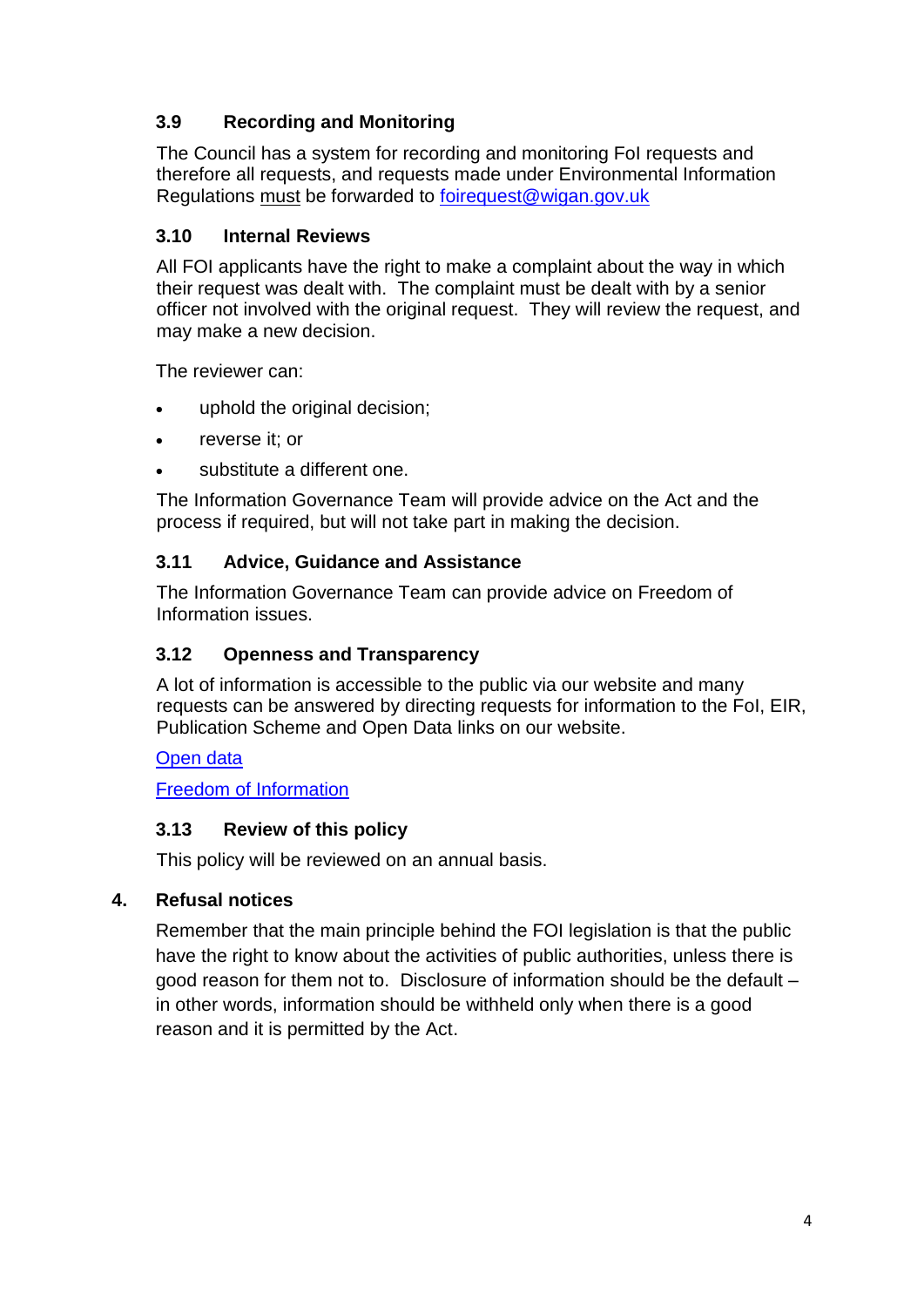### 3.9 Recording and Monitoring

The Council has a system for recording and monitoring FoI requests and therefore all requests, and requests made under Environmental Information Regulations must be forwarded to [foirequest@wigan.gov.uk](mailto:foirequest@wigan.gov.uk)

### 3.10 Internal Reviews

All FOI applicants have the right to make a complaint about the way in which their request was dealt with. The complaint must be dealt with by a senior officer not involved with the original request. They will review the request, and may make a new decision.

The reviewer can:

- uphold the original decision;
- reverse it; or
- substitute a different one.

The Information Governance Team will provide advice on the Act and the process if required, but will not take part in making the decision.

### 3.11 Advice, Guidance and Assistance

The Information Governance Team can provide advice on Freedom of Information issues.

### 3.12 Openness and Transparency

A lot of information is accessible to the public via our website and many requests can be answered by directing requests for information to the FoI, EIR, Publication Scheme and Open Data links on our website.

Open data

Freedom of Information

### 3.13 Review of this policy

This policy will be reviewed on an annual basis.

## 4. Refusal notices

Remember that the main principle behind the FOI legislation is that the public have the right to know about the activities of public authorities, unless there is good reason for them not to. Disclosure of information should be the default – in other words, information should be withheld only when there is a good reason and it is permitted by the Act.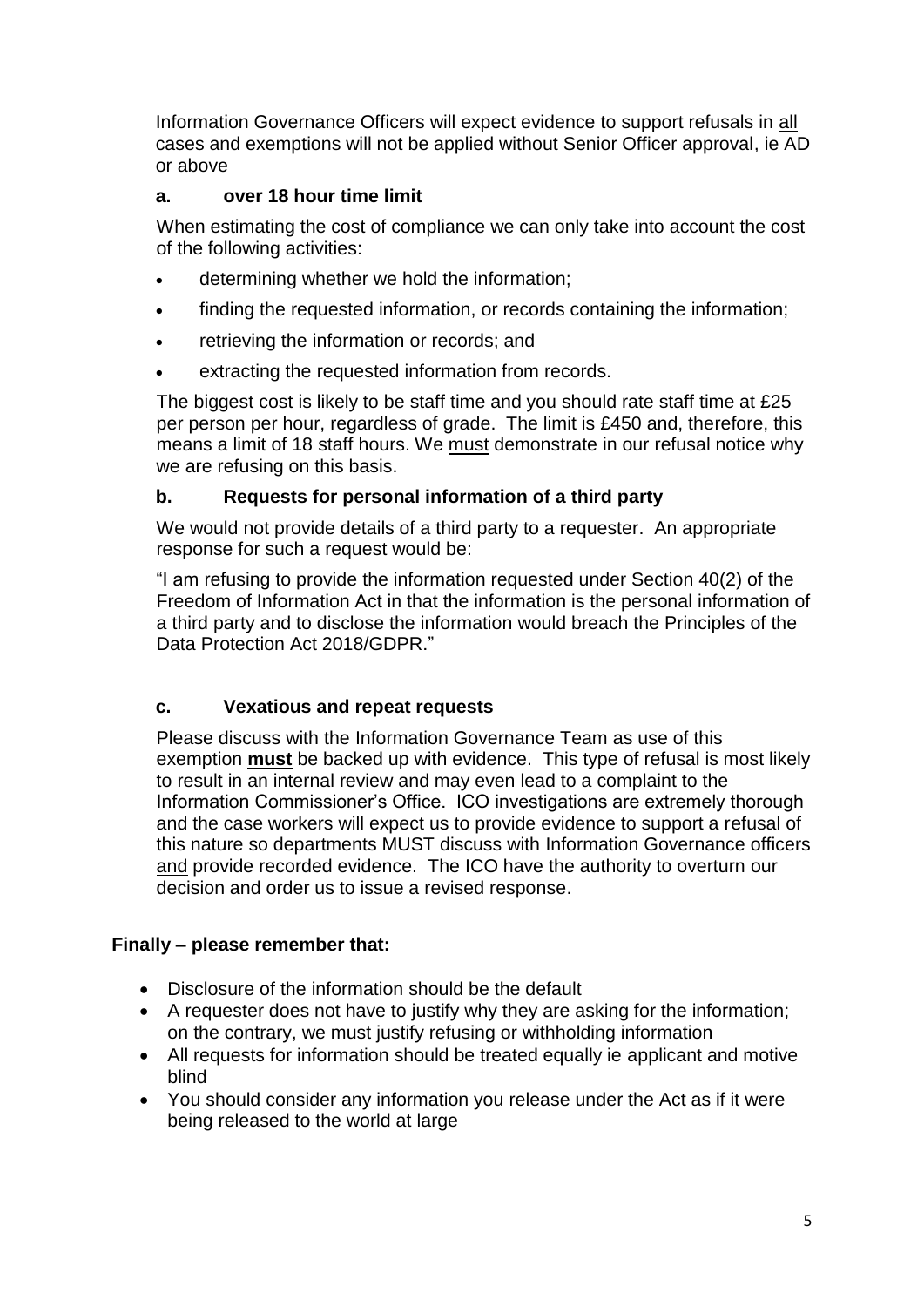Information Governance Officers will expect evidence to support refusals in all cases and exemptions will not be applied without Senior Officer approval, ie AD or above

### a. over 18 hour time limit

When estimating the cost of compliance we can only take into account the cost of the following activities:

- determining whether we hold the information;
- finding the requested information, or records containing the information;
- retrieving the information or records; and
- extracting the requested information from records.

The biggest cost is likely to be staff time and you should rate staff time at £25 per person per hour, regardless of grade. The limit is £450 and, therefore, this means a limit of 18 staff hours. We must demonstrate in our refusal notice why we are refusing on this basis.

### b. Requests for personal information of a third party

We would not provide details of a third party to a requester. An appropriate response for such a request would be:

"I am refusing to provide the information requested under Section 40(2) of the Freedom of Information Act in that the information is the personal information of a third party and to disclose the information would breach the Principles of the Data Protection Act 2018/GDPR."

### c. Vexatious and repeat requests

Please discuss with the Information Governance Team as use of this exemption **must** be backed up with evidence. This type of refusal is most likely to result in an internal review and may even lead to a complaint to the Information Commissioner's Office. ICO investigations are extremely thorough and the case workers will expect us to provide evidence to support a refusal of this nature so departments MUST discuss with Information Governance officers and provide recorded evidence. The ICO have the authority to overturn our decision and order us to issue a revised response.

**Finally – please remember that:**

- Disclosure of the information should be the default
- A requester does not have to justify why they are asking for the information; on the contrary, we must justify refusing or withholding information
- All requests for information should be treated equally ie applicant and motive blind
- You should consider any information you release under the Act as if it were being released to the world at large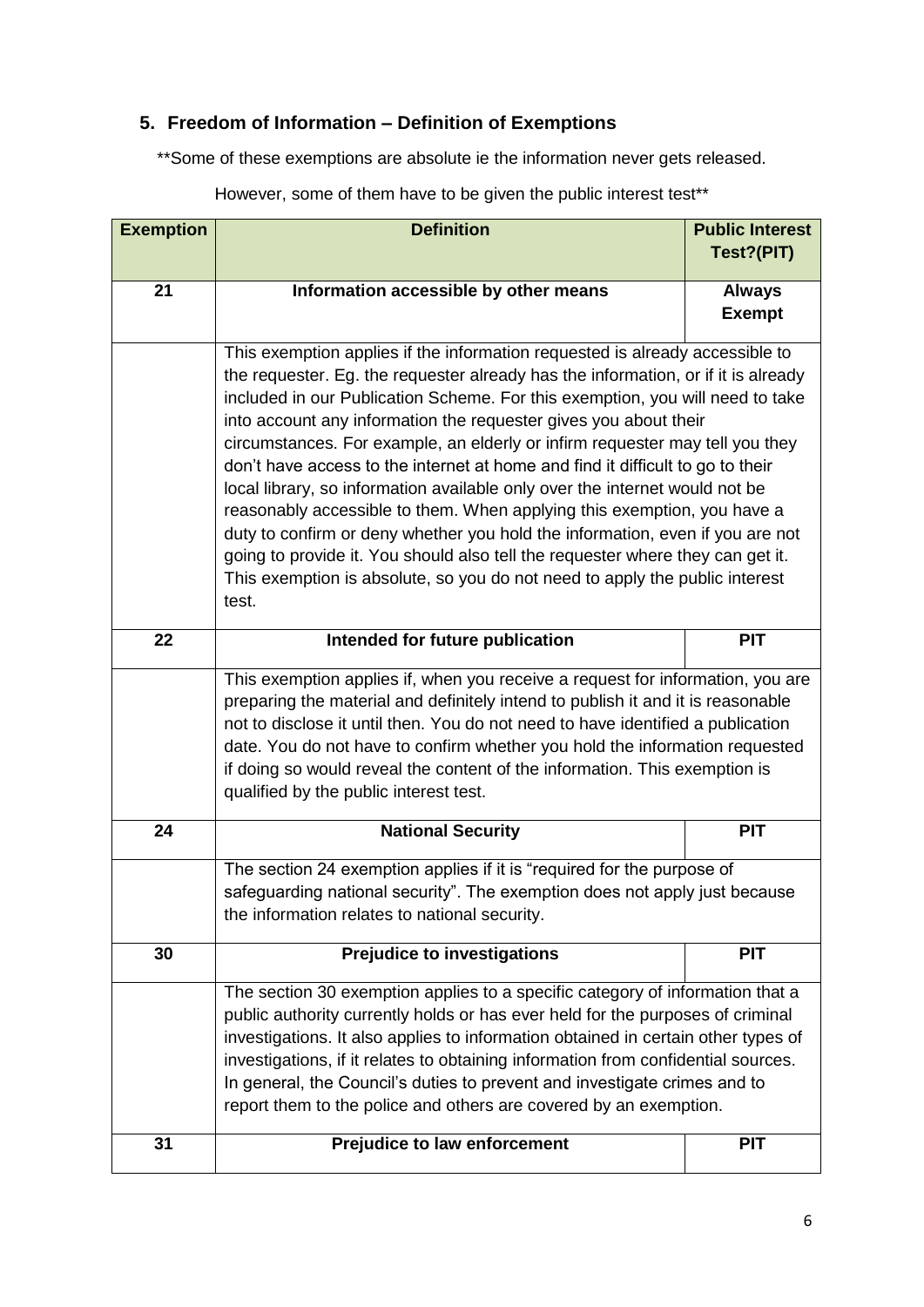## 5. Freedom of Information – Definition of Exemptions

**Some of these exemptions are absolute ie the information never gets released.

However, some of them have to be given the public interest test**

| Exemption | Definition | Public Interest Test?(PIT) |
|---|---|---|
| **21** | **Information accessible by other means** | **Always Exempt** |
| | This exemption applies if the information requested is already accessible to the requester. Eg. the requester already has the information, or if it is already included in our Publication Scheme. For this exemption, you will need to take into account any information the requester gives you about their circumstances. For example, an elderly or infirm requester may tell you they don't have access to the internet at home and find it difficult to go to their local library, so information available only over the internet would not be reasonably accessible to them. When applying this exemption, you have a duty to confirm or deny whether you hold the information, even if you are not going to provide it. You should also tell the requester where they can get it. This exemption is absolute, so you do not need to apply the public interest test. | |
| **22** | **Intended for future publication** | **PIT** |
| | This exemption applies if, when you receive a request for information, you are preparing the material and definitely intend to publish it and it is reasonable not to disclose it until then. You do not need to have identified a publication date. You do not have to confirm whether you hold the information requested if doing so would reveal the content of the information. This exemption is qualified by the public interest test. | |
| **24** | **National Security** | **PIT** |
| | The section 24 exemption applies if it is "required for the purpose of safeguarding national security". The exemption does not apply just because the information relates to national security. | |
| **30** | **Prejudice to investigations** | **PIT** |
| | The section 30 exemption applies to a specific category of information that a public authority currently holds or has ever held for the purposes of criminal investigations. It also applies to information obtained in certain other types of investigations, if it relates to obtaining information from confidential sources. In general, the Council's duties to prevent and investigate crimes and to report them to the police and others are covered by an exemption. | |
| **31** | **Prejudice to law enforcement** | **PIT** |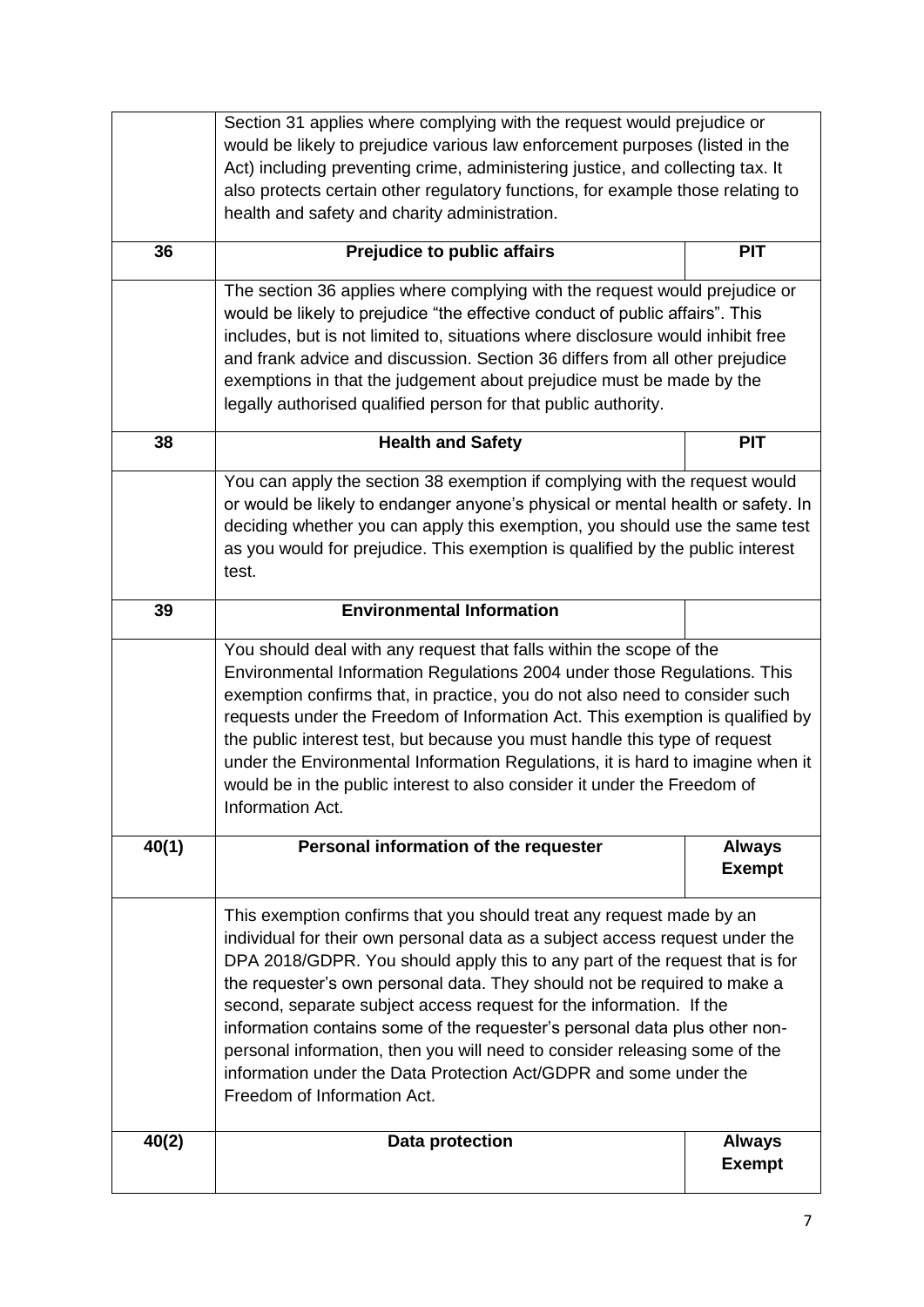| | | |
|---|---|---|
| | Section 31 applies where complying with the request would prejudice or would be likely to prejudice various law enforcement purposes (listed in the Act) including preventing crime, administering justice, and collecting tax. It also protects certain other regulatory functions, for example those relating to health and safety and charity administration. | |
| **36** | **Prejudice to public affairs** | **PIT** |
| | The section 36 applies where complying with the request would prejudice or would be likely to prejudice "the effective conduct of public affairs". This includes, but is not limited to, situations where disclosure would inhibit free and frank advice and discussion. Section 36 differs from all other prejudice exemptions in that the judgement about prejudice must be made by the legally authorised qualified person for that public authority. | |
| **38** | **Health and Safety** | **PIT** |
| | You can apply the section 38 exemption if complying with the request would or would be likely to endanger anyone's physical or mental health or safety. In deciding whether you can apply this exemption, you should use the same test as you would for prejudice. This exemption is qualified by the public interest test. | |
| **39** | **Environmental Information** | |
| | You should deal with any request that falls within the scope of the Environmental Information Regulations 2004 under those Regulations. This exemption confirms that, in practice, you do not also need to consider such requests under the Freedom of Information Act. This exemption is qualified by the public interest test, but because you must handle this type of request under the Environmental Information Regulations, it is hard to imagine when it would be in the public interest to also consider it under the Freedom of Information Act. | |
| **40(1)** | **Personal information of the requester** | **Always Exempt** |
| | This exemption confirms that you should treat any request made by an individual for their own personal data as a subject access request under the DPA 2018/GDPR. You should apply this to any part of the request that is for the requester's own personal data. They should not be required to make a second, separate subject access request for the information. If the information contains some of the requester's personal data plus other non-personal information, then you will need to consider releasing some of the information under the Data Protection Act/GDPR and some under the Freedom of Information Act. | |
| **40(2)** | **Data protection** | **Always Exempt** |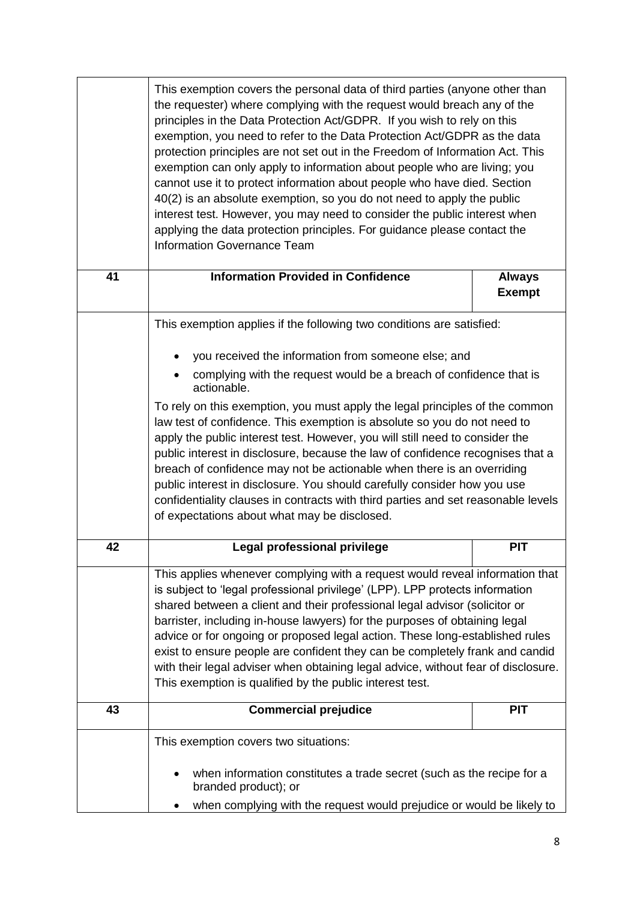| | | |
|---|---|---|
| | This exemption covers the personal data of third parties (anyone other than the requester) where complying with the request would breach any of the principles in the Data Protection Act/GDPR. If you wish to rely on this exemption, you need to refer to the Data Protection Act/GDPR as the data protection principles are not set out in the Freedom of Information Act. This exemption can only apply to information about people who are living; you cannot use it to protect information about people who have died. Section 40(2) is an absolute exemption, so you do not need to apply the public interest test. However, you may need to consider the public interest when applying the data protection principles. For guidance please contact the Information Governance Team | |
| **41** | **Information Provided in Confidence** | **Always Exempt** |
| | This exemption applies if the following two conditions are satisfied:<br><br>• you received the information from someone else; and<br>• complying with the request would be a breach of confidence that is actionable.<br><br>To rely on this exemption, you must apply the legal principles of the common law test of confidence. This exemption is absolute so you do not need to apply the public interest test. However, you will still need to consider the public interest in disclosure, because the law of confidence recognises that a breach of confidence may not be actionable when there is an overriding public interest in disclosure. You should carefully consider how you use confidentiality clauses in contracts with third parties and set reasonable levels of expectations about what may be disclosed. | |
| **42** | **Legal professional privilege** | **PIT** |
| | This applies whenever complying with a request would reveal information that is subject to 'legal professional privilege' (LPP). LPP protects information shared between a client and their professional legal advisor (solicitor or barrister, including in-house lawyers) for the purposes of obtaining legal advice or for ongoing or proposed legal action. These long-established rules exist to ensure people are confident they can be completely frank and candid with their legal adviser when obtaining legal advice, without fear of disclosure. This exemption is qualified by the public interest test. | |
| **43** | **Commercial prejudice** | **PIT** |
| | This exemption covers two situations:<br><br>• when information constitutes a trade secret (such as the recipe for a branded product); or<br>• when complying with the request would prejudice or would be likely to | |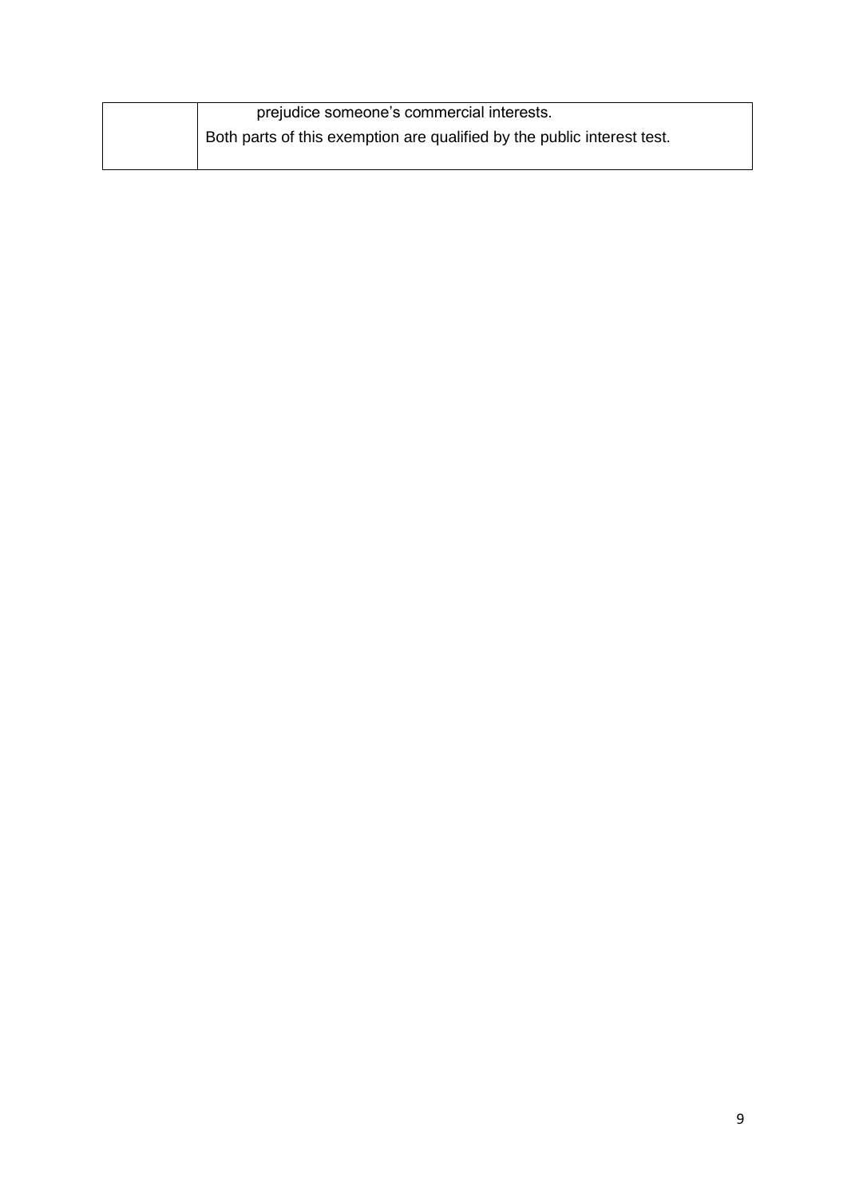| | |
|---|---|
| | prejudice someone's commercial interests.<br>Both parts of this exemption are qualified by the public interest test. |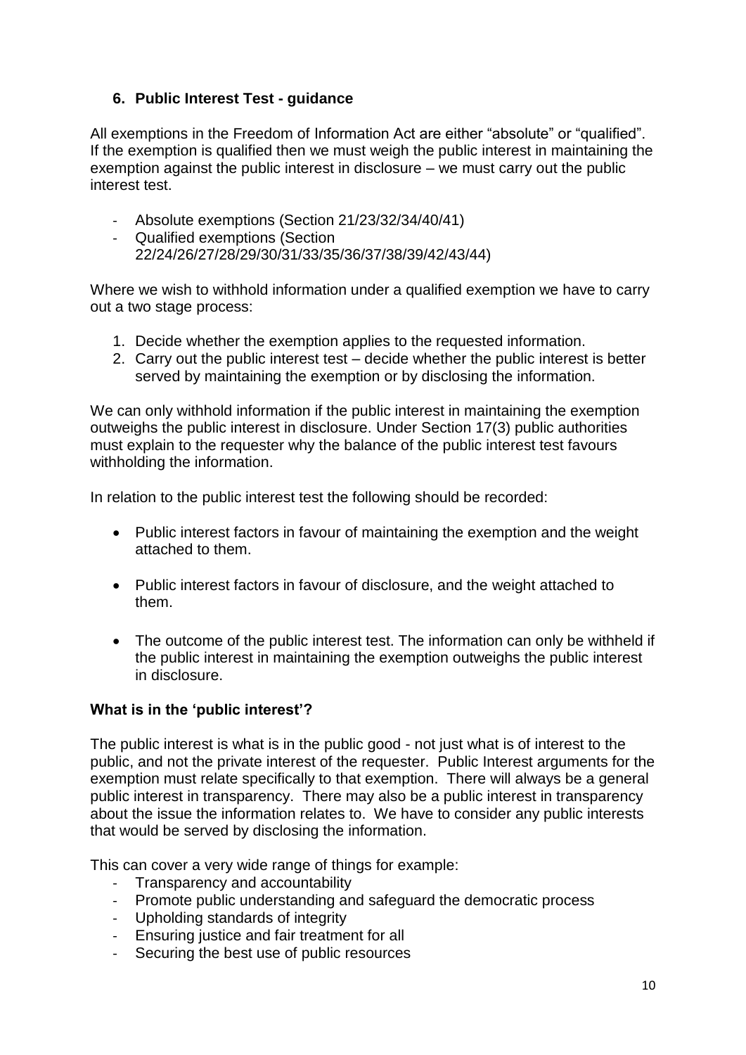## 6. Public Interest Test - guidance

All exemptions in the Freedom of Information Act are either "absolute" or "qualified". If the exemption is qualified then we must weigh the public interest in maintaining the exemption against the public interest in disclosure – we must carry out the public interest test.

- Absolute exemptions (Section 21/23/32/34/40/41)
- Qualified exemptions (Section 22/24/26/27/28/29/30/31/33/35/36/37/38/39/42/43/44)

Where we wish to withhold information under a qualified exemption we have to carry out a two stage process:

1. Decide whether the exemption applies to the requested information.
2. Carry out the public interest test – decide whether the public interest is better served by maintaining the exemption or by disclosing the information.

We can only withhold information if the public interest in maintaining the exemption outweighs the public interest in disclosure. Under Section 17(3) public authorities must explain to the requester why the balance of the public interest test favours withholding the information.

In relation to the public interest test the following should be recorded:

- Public interest factors in favour of maintaining the exemption and the weight attached to them.
- Public interest factors in favour of disclosure, and the weight attached to them.
- The outcome of the public interest test. The information can only be withheld if the public interest in maintaining the exemption outweighs the public interest in disclosure.

**What is in the 'public interest'?**

The public interest is what is in the public good - not just what is of interest to the public, and not the private interest of the requester. Public Interest arguments for the exemption must relate specifically to that exemption. There will always be a general public interest in transparency. There may also be a public interest in transparency about the issue the information relates to. We have to consider any public interests that would be served by disclosing the information.

This can cover a very wide range of things for example:

- Transparency and accountability
- Promote public understanding and safeguard the democratic process
- Upholding standards of integrity
- Ensuring justice and fair treatment for all
- Securing the best use of public resources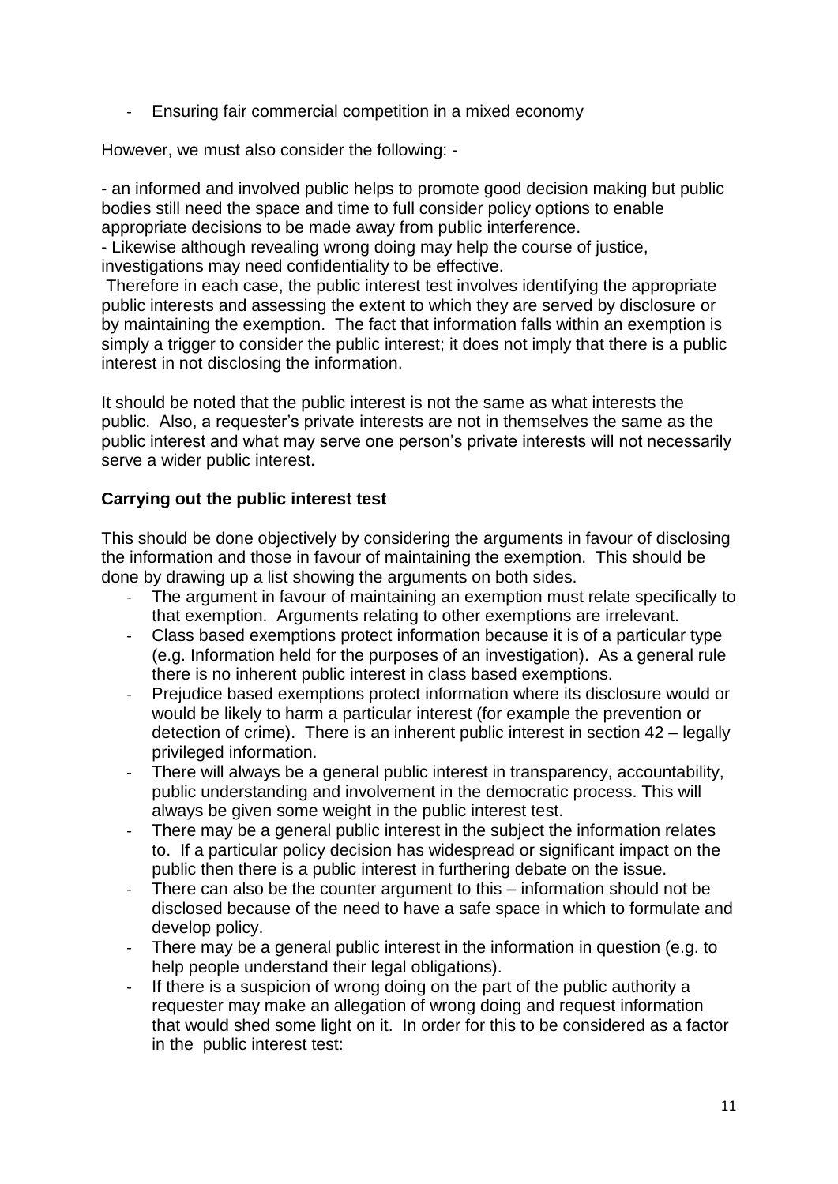- Ensuring fair commercial competition in a mixed economy

However, we must also consider the following: -

- an informed and involved public helps to promote good decision making but public bodies still need the space and time to full consider policy options to enable appropriate decisions to be made away from public interference.
- Likewise although revealing wrong doing may help the course of justice, investigations may need confidentiality to be effective.

Therefore in each case, the public interest test involves identifying the appropriate public interests and assessing the extent to which they are served by disclosure or by maintaining the exemption. The fact that information falls within an exemption is simply a trigger to consider the public interest; it does not imply that there is a public interest in not disclosing the information.

It should be noted that the public interest is not the same as what interests the public. Also, a requester's private interests are not in themselves the same as the public interest and what may serve one person's private interests will not necessarily serve a wider public interest.

**Carrying out the public interest test**

This should be done objectively by considering the arguments in favour of disclosing the information and those in favour of maintaining the exemption. This should be done by drawing up a list showing the arguments on both sides.

- The argument in favour of maintaining an exemption must relate specifically to that exemption. Arguments relating to other exemptions are irrelevant.
- Class based exemptions protect information because it is of a particular type (e.g. Information held for the purposes of an investigation). As a general rule there is no inherent public interest in class based exemptions.
- Prejudice based exemptions protect information where its disclosure would or would be likely to harm a particular interest (for example the prevention or detection of crime). There is an inherent public interest in section 42 – legally privileged information.
- There will always be a general public interest in transparency, accountability, public understanding and involvement in the democratic process. This will always be given some weight in the public interest test.
- There may be a general public interest in the subject the information relates to. If a particular policy decision has widespread or significant impact on the public then there is a public interest in furthering debate on the issue.
- There can also be the counter argument to this – information should not be disclosed because of the need to have a safe space in which to formulate and develop policy.
- There may be a general public interest in the information in question (e.g. to help people understand their legal obligations).
- If there is a suspicion of wrong doing on the part of the public authority a requester may make an allegation of wrong doing and request information that would shed some light on it. In order for this to be considered as a factor in the public interest test: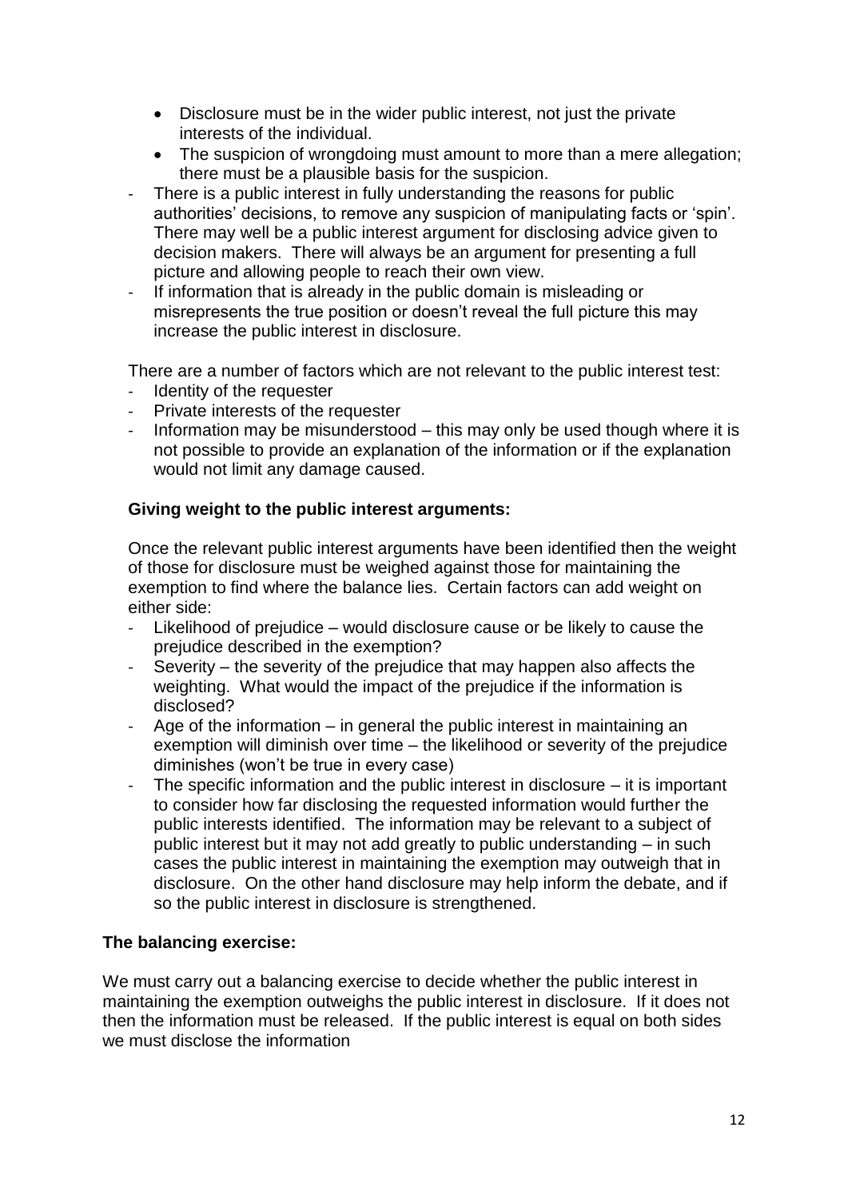- Disclosure must be in the wider public interest, not just the private interests of the individual.
- The suspicion of wrongdoing must amount to more than a mere allegation; there must be a plausible basis for the suspicion.

- There is a public interest in fully understanding the reasons for public authorities' decisions, to remove any suspicion of manipulating facts or 'spin'. There may well be a public interest argument for disclosing advice given to decision makers. There will always be an argument for presenting a full picture and allowing people to reach their own view.
- If information that is already in the public domain is misleading or misrepresents the true position or doesn't reveal the full picture this may increase the public interest in disclosure.

There are a number of factors which are not relevant to the public interest test:

- Identity of the requester
- Private interests of the requester
- Information may be misunderstood – this may only be used though where it is not possible to provide an explanation of the information or if the explanation would not limit any damage caused.

**Giving weight to the public interest arguments:**

Once the relevant public interest arguments have been identified then the weight of those for disclosure must be weighed against those for maintaining the exemption to find where the balance lies. Certain factors can add weight on either side:

- Likelihood of prejudice – would disclosure cause or be likely to cause the prejudice described in the exemption?
- Severity – the severity of the prejudice that may happen also affects the weighting. What would the impact of the prejudice if the information is disclosed?
- Age of the information – in general the public interest in maintaining an exemption will diminish over time – the likelihood or severity of the prejudice diminishes (won't be true in every case)
- The specific information and the public interest in disclosure – it is important to consider how far disclosing the requested information would further the public interests identified. The information may be relevant to a subject of public interest but it may not add greatly to public understanding – in such cases the public interest in maintaining the exemption may outweigh that in disclosure. On the other hand disclosure may help inform the debate, and if so the public interest in disclosure is strengthened.

**The balancing exercise:**

We must carry out a balancing exercise to decide whether the public interest in maintaining the exemption outweighs the public interest in disclosure. If it does not then the information must be released. If the public interest is equal on both sides we must disclose the information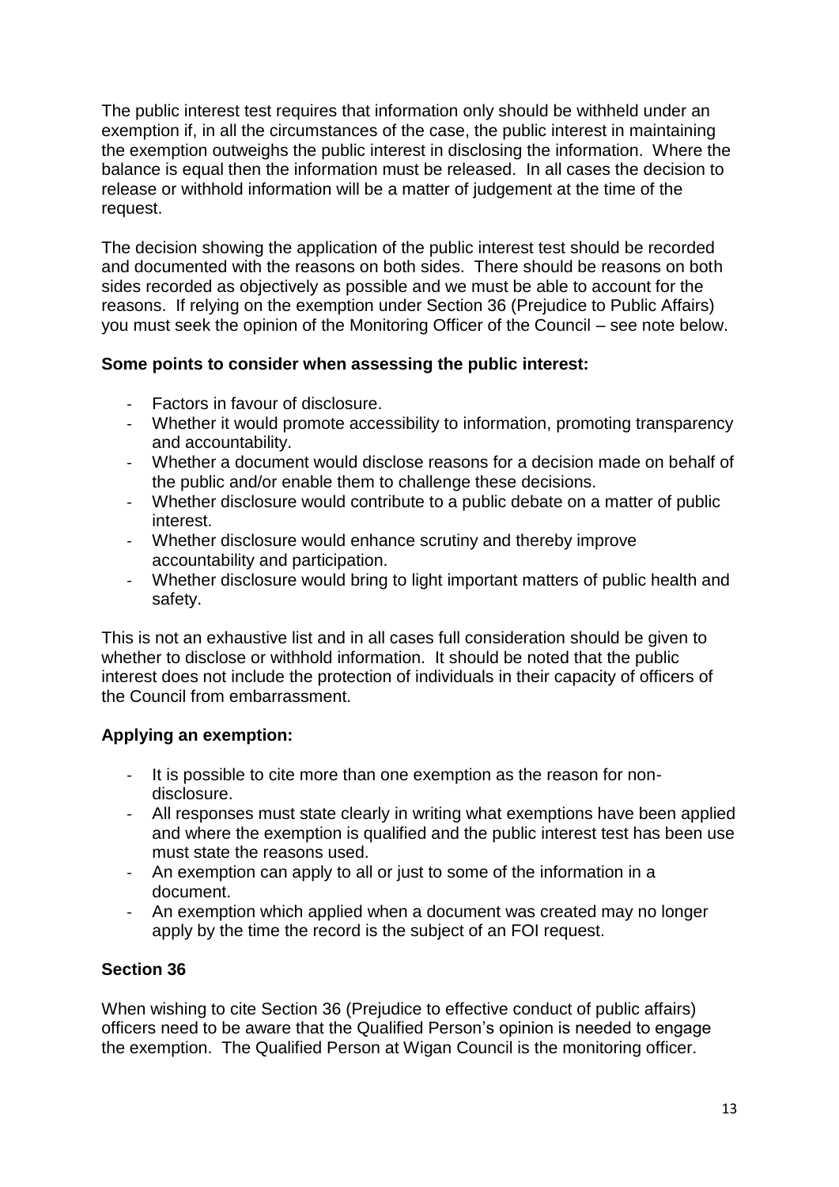The public interest test requires that information only should be withheld under an exemption if, in all the circumstances of the case, the public interest in maintaining the exemption outweighs the public interest in disclosing the information. Where the balance is equal then the information must be released. In all cases the decision to release or withhold information will be a matter of judgement at the time of the request.

The decision showing the application of the public interest test should be recorded and documented with the reasons on both sides. There should be reasons on both sides recorded as objectively as possible and we must be able to account for the reasons. If relying on the exemption under Section 36 (Prejudice to Public Affairs) you must seek the opinion of the Monitoring Officer of the Council – see note below.

**Some points to consider when assessing the public interest:**

- Factors in favour of disclosure.
- Whether it would promote accessibility to information, promoting transparency and accountability.
- Whether a document would disclose reasons for a decision made on behalf of the public and/or enable them to challenge these decisions.
- Whether disclosure would contribute to a public debate on a matter of public interest.
- Whether disclosure would enhance scrutiny and thereby improve accountability and participation.
- Whether disclosure would bring to light important matters of public health and safety.

This is not an exhaustive list and in all cases full consideration should be given to whether to disclose or withhold information. It should be noted that the public interest does not include the protection of individuals in their capacity of officers of the Council from embarrassment.

**Applying an exemption:**

- It is possible to cite more than one exemption as the reason for non-disclosure.
- All responses must state clearly in writing what exemptions have been applied and where the exemption is qualified and the public interest test has been use must state the reasons used.
- An exemption can apply to all or just to some of the information in a document.
- An exemption which applied when a document was created may no longer apply by the time the record is the subject of an FOI request.

**Section 36**

When wishing to cite Section 36 (Prejudice to effective conduct of public affairs) officers need to be aware that the Qualified Person's opinion is needed to engage the exemption. The Qualified Person at Wigan Council is the monitoring officer.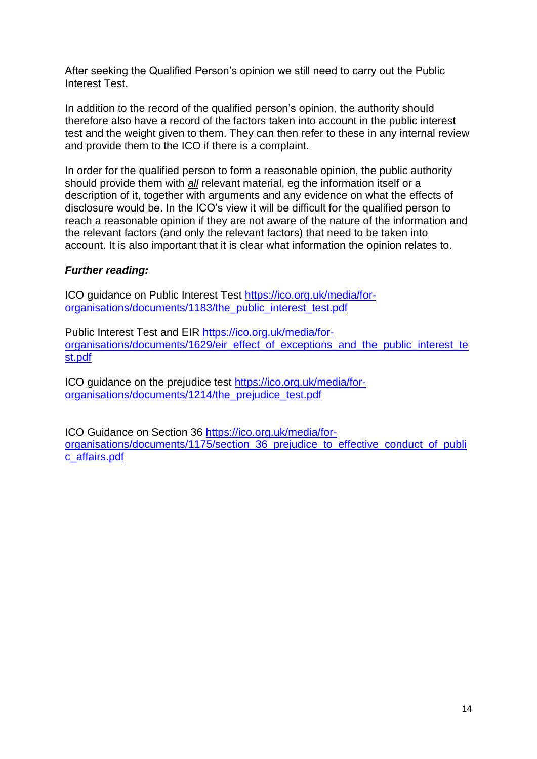After seeking the Qualified Person's opinion we still need to carry out the Public Interest Test.

In addition to the record of the qualified person's opinion, the authority should therefore also have a record of the factors taken into account in the public interest test and the weight given to them. They can then refer to these in any internal review and provide them to the ICO if there is a complaint.

In order for the qualified person to form a reasonable opinion, the public authority should provide them with ***all*** relevant material, eg the information itself or a description of it, together with arguments and any evidence on what the effects of disclosure would be. In the ICO's view it will be difficult for the qualified person to reach a reasonable opinion if they are not aware of the nature of the information and the relevant factors (and only the relevant factors) that need to be taken into account. It is also important that it is clear what information the opinion relates to.

***Further reading:***

ICO guidance on Public Interest Test https://ico.org.uk/media/for-organisations/documents/1183/the_public_interest_test.pdf

Public Interest Test and EIR https://ico.org.uk/media/for-organisations/documents/1629/eir_effect_of_exceptions_and_the_public_interest_test.pdf

ICO guidance on the prejudice test https://ico.org.uk/media/for-organisations/documents/1214/the_prejudice_test.pdf

ICO Guidance on Section 36 https://ico.org.uk/media/for-organisations/documents/1175/section_36_prejudice_to_effective_conduct_of_public_affairs.pdf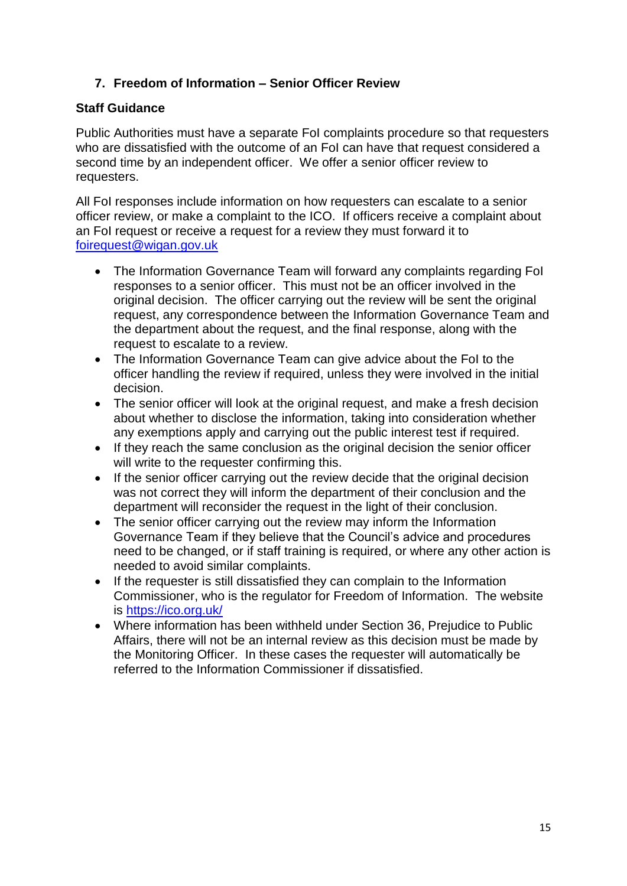## 7. Freedom of Information – Senior Officer Review

### Staff Guidance

Public Authorities must have a separate FoI complaints procedure so that requesters who are dissatisfied with the outcome of an FoI can have that request considered a second time by an independent officer. We offer a senior officer review to requesters.

All FoI responses include information on how requesters can escalate to a senior officer review, or make a complaint to the ICO. If officers receive a complaint about an FoI request or receive a request for a review they must forward it to foirequest@wigan.gov.uk

- The Information Governance Team will forward any complaints regarding FoI responses to a senior officer. This must not be an officer involved in the original decision. The officer carrying out the review will be sent the original request, any correspondence between the Information Governance Team and the department about the request, and the final response, along with the request to escalate to a review.
- The Information Governance Team can give advice about the FoI to the officer handling the review if required, unless they were involved in the initial decision.
- The senior officer will look at the original request, and make a fresh decision about whether to disclose the information, taking into consideration whether any exemptions apply and carrying out the public interest test if required.
- If they reach the same conclusion as the original decision the senior officer will write to the requester confirming this.
- If the senior officer carrying out the review decide that the original decision was not correct they will inform the department of their conclusion and the department will reconsider the request in the light of their conclusion.
- The senior officer carrying out the review may inform the Information Governance Team if they believe that the Council's advice and procedures need to be changed, or if staff training is required, or where any other action is needed to avoid similar complaints.
- If the requester is still dissatisfied they can complain to the Information Commissioner, who is the regulator for Freedom of Information. The website is https://ico.org.uk/
- Where information has been withheld under Section 36, Prejudice to Public Affairs, there will not be an internal review as this decision must be made by the Monitoring Officer. In these cases the requester will automatically be referred to the Information Commissioner if dissatisfied.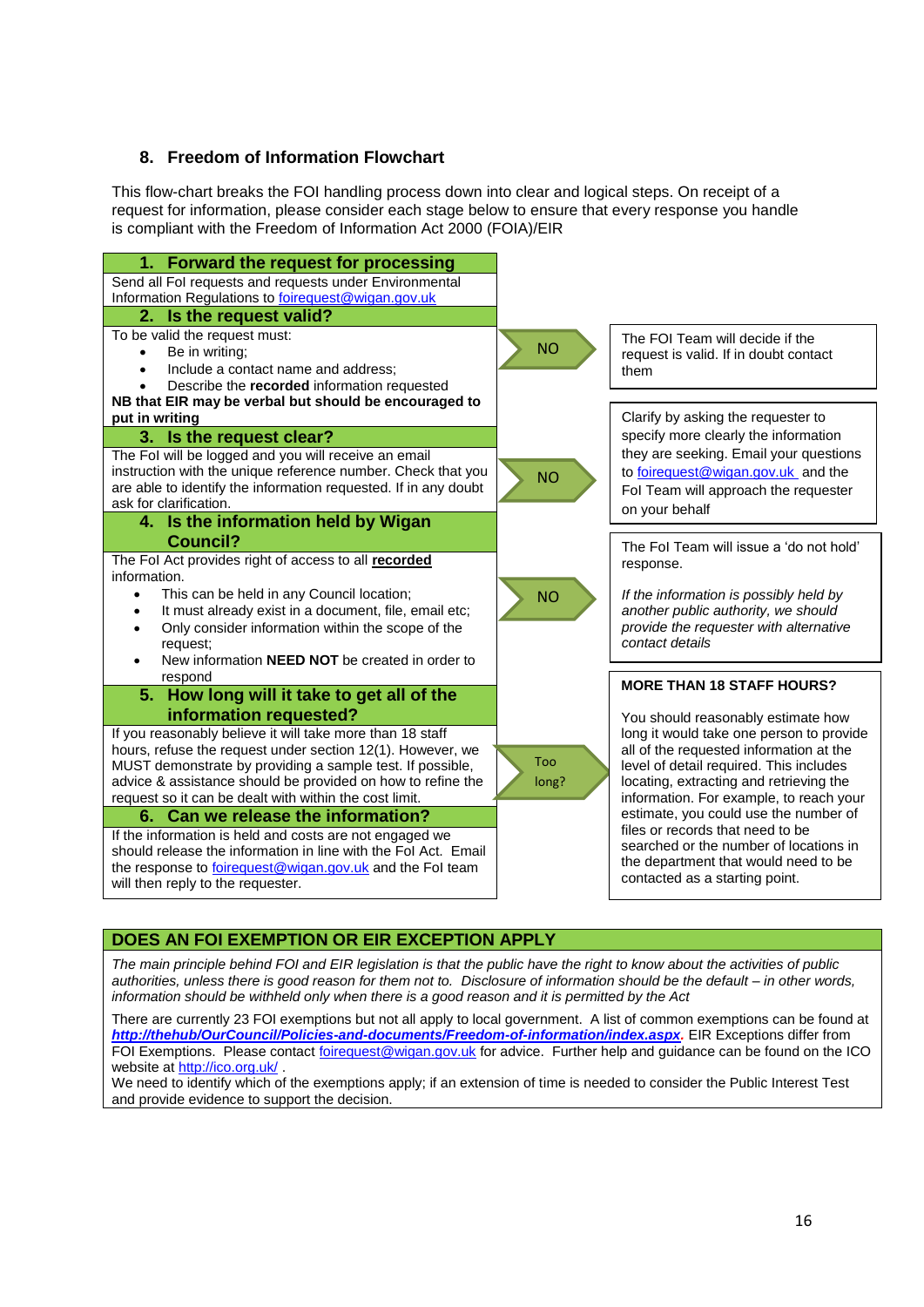## 8. Freedom of Information Flowchart

This flow-chart breaks the FOI handling process down into clear and logical steps. On receipt of a request for information, please consider each stage below to ensure that every response you handle is compliant with the Freedom of Information Act 2000 (FOIA)/EIR

### 1. Forward the request for processing

Send all FoI requests and requests under Environmental Information Regulations to foirequest@wigan.gov.uk

### 2. Is the request valid?

To be valid the request must:

- Be in writing;
- Include a contact name and address;
- Describe the **recorded** information requested

**NB that EIR may be verbal but should be encouraged to put in writing**

NO → The FOI Team will decide if the request is valid. If in doubt contact them

### 3. Is the request clear?

The FoI will be logged and you will receive an email instruction with the unique reference number. Check that you are able to identify the information requested. If in any doubt ask for clarification.

NO → Clarify by asking the requester to specify more clearly the information they are seeking. Email your questions to foirequest@wigan.gov.uk and the FoI Team will approach the requester on your behalf

### 4. Is the information held by Wigan Council?

The FoI Act provides right of access to all **recorded** information.

- This can be held in any Council location;
- It must already exist in a document, file, email etc;
- Only consider information within the scope of the request;
- New information **NEED NOT** be created in order to respond

NO → The FoI Team will issue a 'do not hold' response.

*If the information is possibly held by another public authority, we should provide the requester with alternative contact details*

### 5. How long will it take to get all of the information requested?

If you reasonably believe it will take more than 18 staff hours, refuse the request under section 12(1). However, we MUST demonstrate by providing a sample test. If possible, advice & assistance should be provided on how to refine the request so it can be dealt with within the cost limit.

Too long? →

**MORE THAN 18 STAFF HOURS?**

You should reasonably estimate how long it would take one person to provide all of the requested information at the level of detail required. This includes locating, extracting and retrieving the information. For example, to reach your estimate, you could use the number of files or records that need to be searched or the number of locations in the department that would need to be contacted as a starting point.

### 6. Can we release the information?

If the information is held and costs are not engaged we should release the information in line with the FoI Act. Email the response to foirequest@wigan.gov.uk and the FoI team will then reply to the requester.

### DOES AN FOI EXEMPTION OR EIR EXCEPTION APPLY

*The main principle behind FOI and EIR legislation is that the public have the right to know about the activities of public authorities, unless there is good reason for them not to. Disclosure of information should be the default – in other words, information should be withheld only when there is a good reason and it is permitted by the Act*

There are currently 23 FOI exemptions but not all apply to local government. A list of common exemptions can be found at ***http://thehub/OurCouncil/Policies-and-documents/Freedom-of-information/index.aspx***. EIR Exceptions differ from FOI Exemptions. Please contact foirequest@wigan.gov.uk for advice. Further help and guidance can be found on the ICO website at http://ico.org.uk/ .

We need to identify which of the exemptions apply; if an extension of time is needed to consider the Public Interest Test and provide evidence to support the decision.